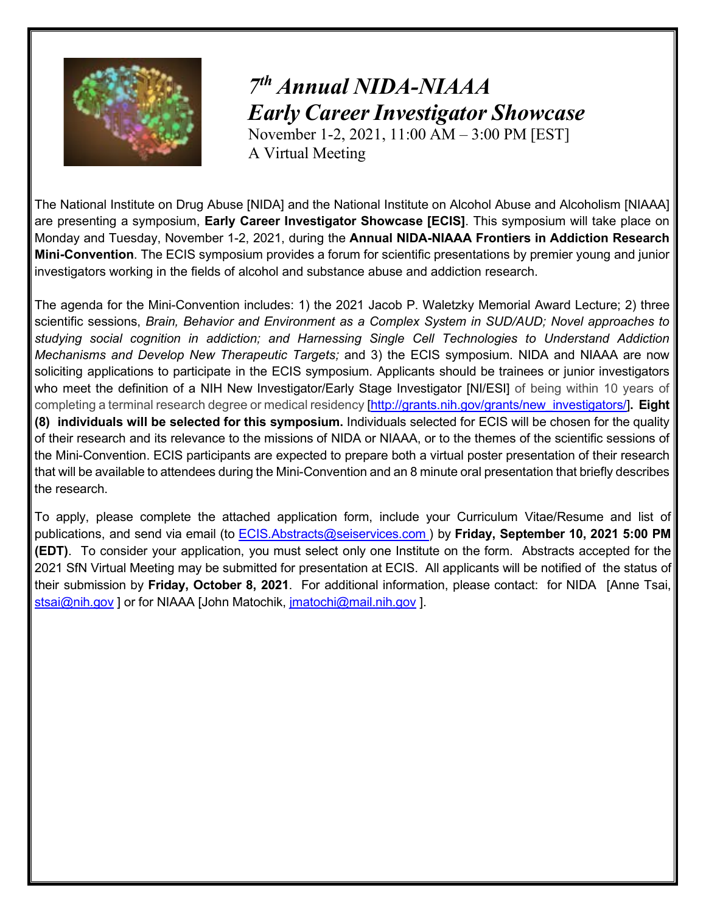# *7th Annual NIDA-NIAAA Early Career Investigator Showcase*

November 1-2, 2021, 11:00 AM – 3:00 PM [EST]
A Virtual Meeting

The National Institute on Drug Abuse [NIDA] and the National Institute on Alcohol Abuse and Alcoholism [NIAAA] are presenting a symposium, **Early Career Investigator Showcase [ECIS]**. This symposium will take place on Monday and Tuesday, November 1-2, 2021, during the **Annual NIDA-NIAAA Frontiers in Addiction Research Mini-Convention**. The ECIS symposium provides a forum for scientific presentations by premier young and junior investigators working in the fields of alcohol and substance abuse and addiction research.

The agenda for the Mini-Convention includes: 1) the 2021 Jacob P. Waletzky Memorial Award Lecture; 2) three scientific sessions, *Brain, Behavior and Environment as a Complex System in SUD/AUD; Novel approaches to studying social cognition in addiction; and Harnessing Single Cell Technologies to Understand Addiction Mechanisms and Develop New Therapeutic Targets;* and 3) the ECIS symposium. NIDA and NIAAA are now soliciting applications to participate in the ECIS symposium. Applicants should be trainees or junior investigators who meet the definition of a NIH New Investigator/Early Stage Investigator [NI/ESI] of being within 10 years of completing a terminal research degree or medical residency [http://grants.nih.gov/grants/new_investigators/]**. Eight (8) individuals will be selected for this symposium.** Individuals selected for ECIS will be chosen for the quality of their research and its relevance to the missions of NIDA or NIAAA, or to the themes of the scientific sessions of the Mini-Convention. ECIS participants are expected to prepare both a virtual poster presentation of their research that will be available to attendees during the Mini-Convention and an 8 minute oral presentation that briefly describes the research.

To apply, please complete the attached application form, include your Curriculum Vitae/Resume and list of publications, and send via email (to ECIS.Abstracts@seiservices.com ) by **Friday, September 10, 2021 5:00 PM (EDT)**. To consider your application, you must select only one Institute on the form. Abstracts accepted for the 2021 SfN Virtual Meeting may be submitted for presentation at ECIS. All applicants will be notified of the status of their submission by **Friday, October 8, 2021**. For additional information, please contact: for NIDA [Anne Tsai, stsai@nih.gov ] or for NIAAA [John Matochik, jmatochi@mail.nih.gov ].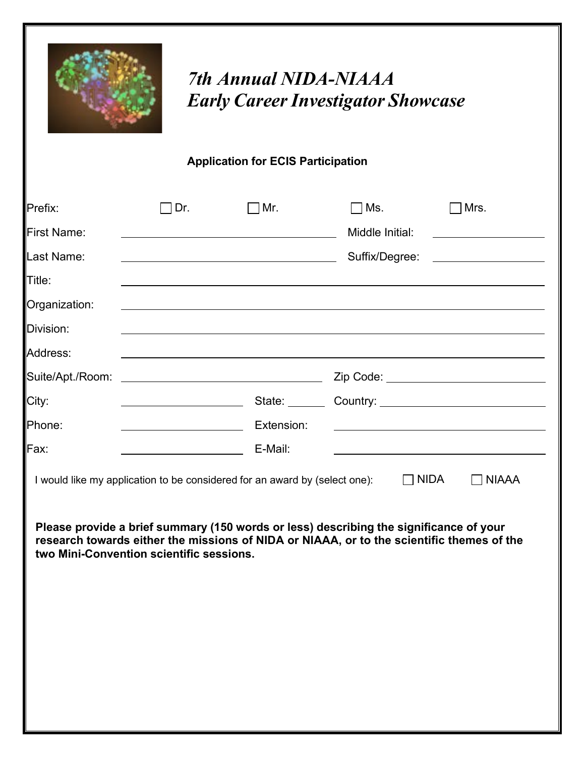# *7th Annual NIDA-NIAAA Early Career Investigator Showcase*

**Application for ECIS Participation**

Prefix: ☐ Dr. ☐ Mr. ☐ Ms. ☐ Mrs.

First Name: ____________________ Middle Initial: __________

Last Name: ____________________ Suffix/Degree: __________

Title: ________________________________________

Organization: ________________________________________

Division: ________________________________________

Address: ________________________________________

Suite/Apt./Room: ____________________ Zip Code: ____________________

City: ____________ State: ______ Country: ____________________

Phone: ____________ Extension: ____________________

Fax: ____________ E-Mail: ____________________

I would like my application to be considered for an award by (select one): ☐ NIDA ☐ NIAAA

**Please provide a brief summary (150 words or less) describing the significance of your research towards either the missions of NIDA or NIAAA, or to the scientific themes of the two Mini-Convention scientific sessions.**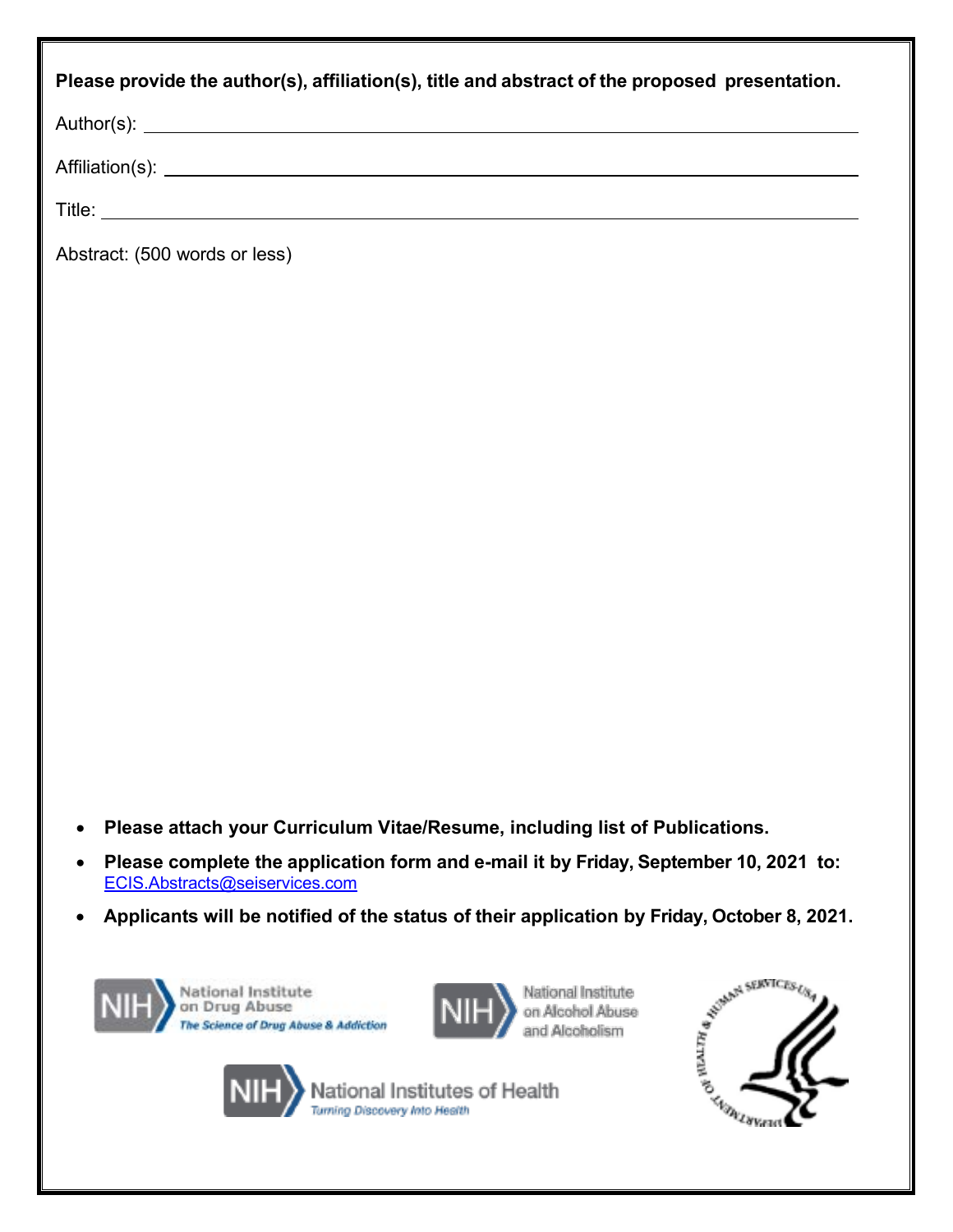**Please provide the author(s), affiliation(s), title and abstract of the proposed presentation.**

Author(s): ______________________________

Affiliation(s): ______________________________

Title: ______________________________

Abstract: (500 words or less)

- **Please attach your Curriculum Vitae/Resume, including list of Publications.**
- **Please complete the application form and e-mail it by Friday, September 10, 2021 to:** [ECIS.Abstracts@seiservices.com](mailto:ECIS.Abstracts@seiservices.com)
- **Applicants will be notified of the status of their application by Friday, October 8, 2021.**

NIH National Institute on Drug Abuse *The Science of Drug Abuse & Addiction*

NIH National Institute on Alcohol Abuse and Alcoholism

NIH National Institutes of Health *Turning Discovery Into Health*

DEPARTMENT OF HEALTH & HUMAN SERVICES-USA